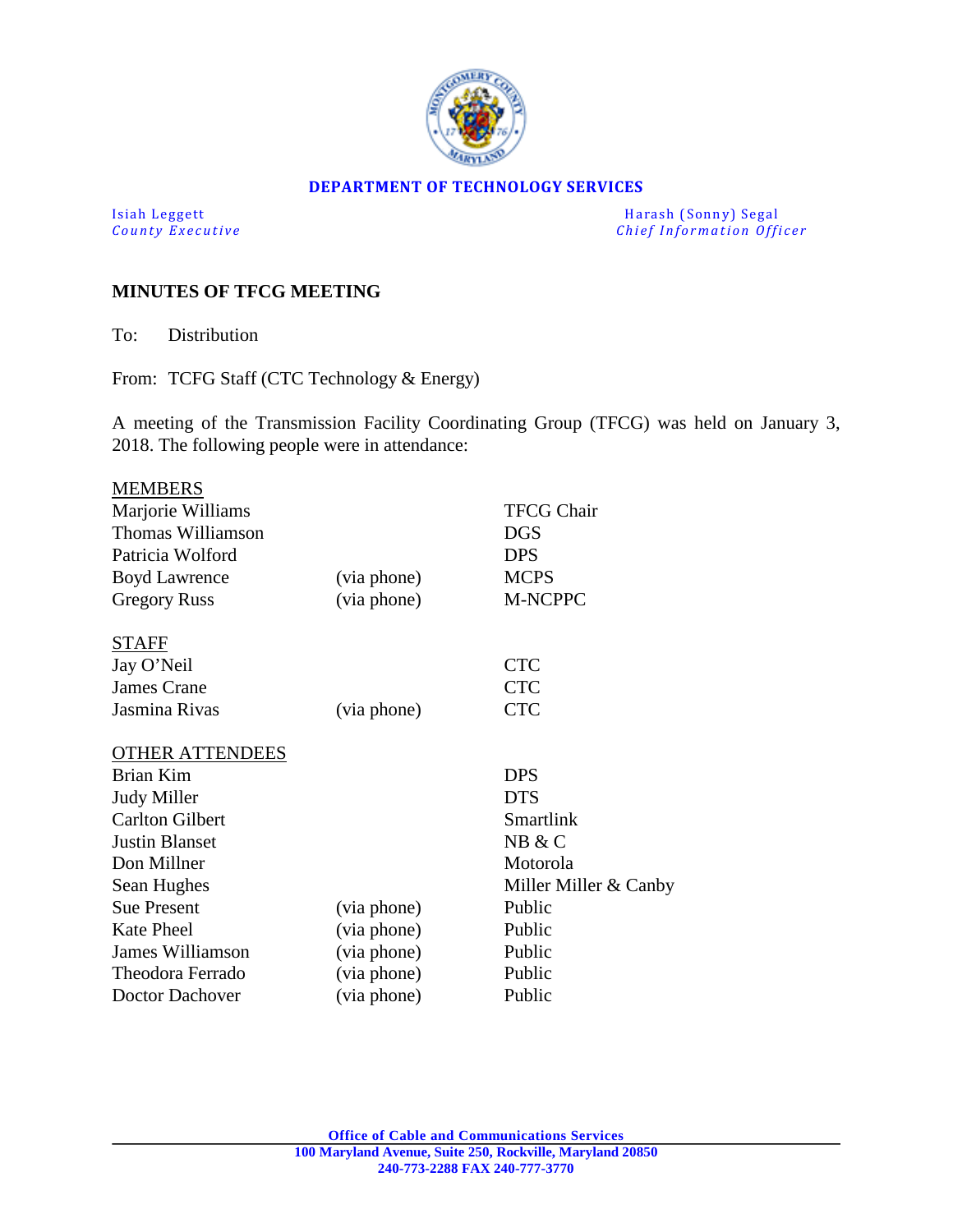**DEPARTMENT OF TECHNOLOGY SERVICES**

Isiah Leggett
*County Executive*

Harash (Sonny) Segal
*Chief Information Officer*

## MINUTES OF TFCG MEETING

To: Distribution

From: TCFG Staff (CTC Technology & Energy)

A meeting of the Transmission Facility Coordinating Group (TFCG) was held on January 3, 2018. The following people were in attendance:

| MEMBERS | | |
|---|---|---|
| Marjorie Williams | | TFCG Chair |
| Thomas Williamson | | DGS |
| Patricia Wolford | | DPS |
| Boyd Lawrence | (via phone) | MCPS |
| Gregory Russ | (via phone) | M-NCPPC |
| **STAFF** | | |
| Jay O'Neil | | CTC |
| James Crane | | CTC |
| Jasmina Rivas | (via phone) | CTC |
| **OTHER ATTENDEES** | | |
| Brian Kim | | DPS |
| Judy Miller | | DTS |
| Carlton Gilbert | | Smartlink |
| Justin Blanset | | NB & C |
| Don Millner | | Motorola |
| Sean Hughes | | Miller Miller & Canby |
| Sue Present | (via phone) | Public |
| Kate Pheel | (via phone) | Public |
| James Williamson | (via phone) | Public |
| Theodora Ferrado | (via phone) | Public |
| Doctor Dachover | (via phone) | Public |

**Office of Cable and Communications Services**
**100 Maryland Avenue, Suite 250, Rockville, Maryland 20850**
**240-773-2288 FAX 240-777-3770**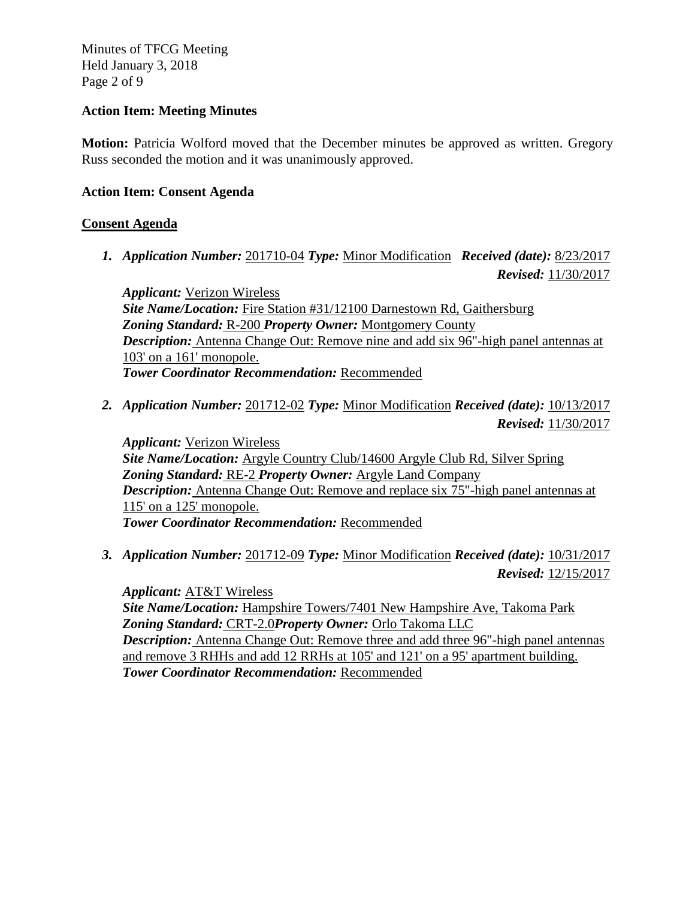**Action Item: Meeting Minutes**

**Motion:** Patricia Wolford moved that the December minutes be approved as written. Gregory Russ seconded the motion and it was unanimously approved.

**Action Item: Consent Agenda**

**Consent Agenda**

1. ***Application Number:*** 201710-04 ***Type:*** Minor Modification ***Received (date):*** 8/23/2017 ***Revised:*** 11/30/2017

   ***Applicant:*** Verizon Wireless
   ***Site Name/Location:*** Fire Station #31/12100 Darnestown Rd, Gaithersburg
   ***Zoning Standard:*** R-200 ***Property Owner:*** Montgomery County
   ***Description:*** Antenna Change Out: Remove nine and add six 96"-high panel antennas at 103' on a 161' monopole.
   ***Tower Coordinator Recommendation:*** Recommended

2. ***Application Number:*** 201712-02 ***Type:*** Minor Modification ***Received (date):*** 10/13/2017 ***Revised:*** 11/30/2017

   ***Applicant:*** Verizon Wireless
   ***Site Name/Location:*** Argyle Country Club/14600 Argyle Club Rd, Silver Spring
   ***Zoning Standard:*** RE-2 ***Property Owner:*** Argyle Land Company
   ***Description:*** Antenna Change Out: Remove and replace six 75"-high panel antennas at 115' on a 125' monopole.
   ***Tower Coordinator Recommendation:*** Recommended

3. ***Application Number:*** 201712-09 ***Type:*** Minor Modification ***Received (date):*** 10/31/2017 ***Revised:*** 12/15/2017

   ***Applicant:*** AT&T Wireless
   ***Site Name/Location:*** Hampshire Towers/7401 New Hampshire Ave, Takoma Park
   ***Zoning Standard:*** CRT-2.0 ***Property Owner:*** Orlo Takoma LLC
   ***Description:*** Antenna Change Out: Remove three and add three 96"-high panel antennas and remove 3 RHHs and add 12 RRHs at 105' and 121' on a 95' apartment building.
   ***Tower Coordinator Recommendation:*** Recommended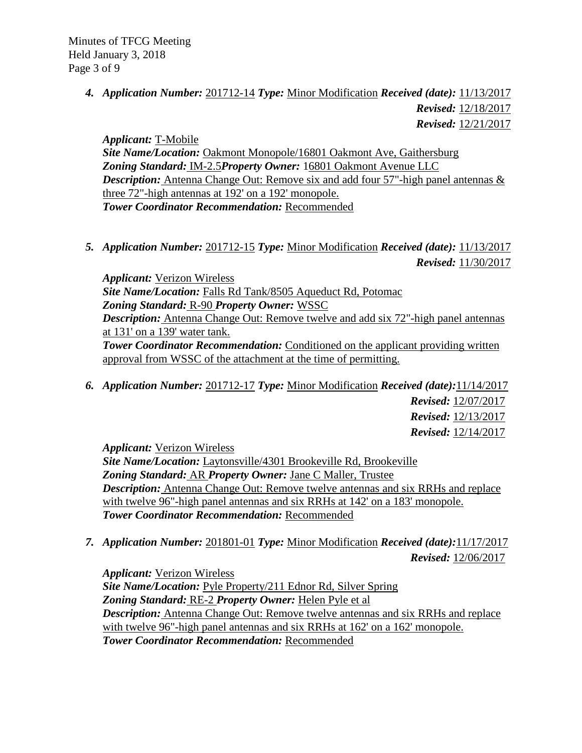4. ***Application Number:*** 201712-14 ***Type:*** Minor Modification ***Received (date):*** 11/13/2017
   ***Revised:*** 12/18/2017
   ***Revised:*** 12/21/2017

   ***Applicant:*** T-Mobile
   ***Site Name/Location:*** Oakmont Monopole/16801 Oakmont Ave, Gaithersburg
   ***Zoning Standard:*** IM-2.5 ***Property Owner:*** 16801 Oakmont Avenue LLC
   ***Description:*** Antenna Change Out: Remove six and add four 57"-high panel antennas & three 72"-high antennas at 192' on a 192' monopole.
   ***Tower Coordinator Recommendation:*** Recommended

5. ***Application Number:*** 201712-15 ***Type:*** Minor Modification ***Received (date):*** 11/13/2017
   ***Revised:*** 11/30/2017

   ***Applicant:*** Verizon Wireless
   ***Site Name/Location:*** Falls Rd Tank/8505 Aqueduct Rd, Potomac
   ***Zoning Standard:*** R-90 ***Property Owner:*** WSSC
   ***Description:*** Antenna Change Out: Remove twelve and add six 72"-high panel antennas at 131' on a 139' water tank.
   ***Tower Coordinator Recommendation:*** Conditioned on the applicant providing written approval from WSSC of the attachment at the time of permitting.

6. ***Application Number:*** 201712-17 ***Type:*** Minor Modification ***Received (date):*** 11/14/2017
   ***Revised:*** 12/07/2017
   ***Revised:*** 12/13/2017
   ***Revised:*** 12/14/2017

   ***Applicant:*** Verizon Wireless
   ***Site Name/Location:*** Laytonsville/4301 Brookeville Rd, Brookeville
   ***Zoning Standard:*** AR ***Property Owner:*** Jane C Maller, Trustee
   ***Description:*** Antenna Change Out: Remove twelve antennas and six RRHs and replace with twelve 96"-high panel antennas and six RRHs at 142' on a 183' monopole.
   ***Tower Coordinator Recommendation:*** Recommended

7. ***Application Number:*** 201801-01 ***Type:*** Minor Modification ***Received (date):*** 11/17/2017
   ***Revised:*** 12/06/2017

   ***Applicant:*** Verizon Wireless
   ***Site Name/Location:*** Pyle Property/211 Ednor Rd, Silver Spring
   ***Zoning Standard:*** RE-2 ***Property Owner:*** Helen Pyle et al
   ***Description:*** Antenna Change Out: Remove twelve antennas and six RRHs and replace with twelve 96"-high panel antennas and six RRHs at 162' on a 162' monopole.
   ***Tower Coordinator Recommendation:*** Recommended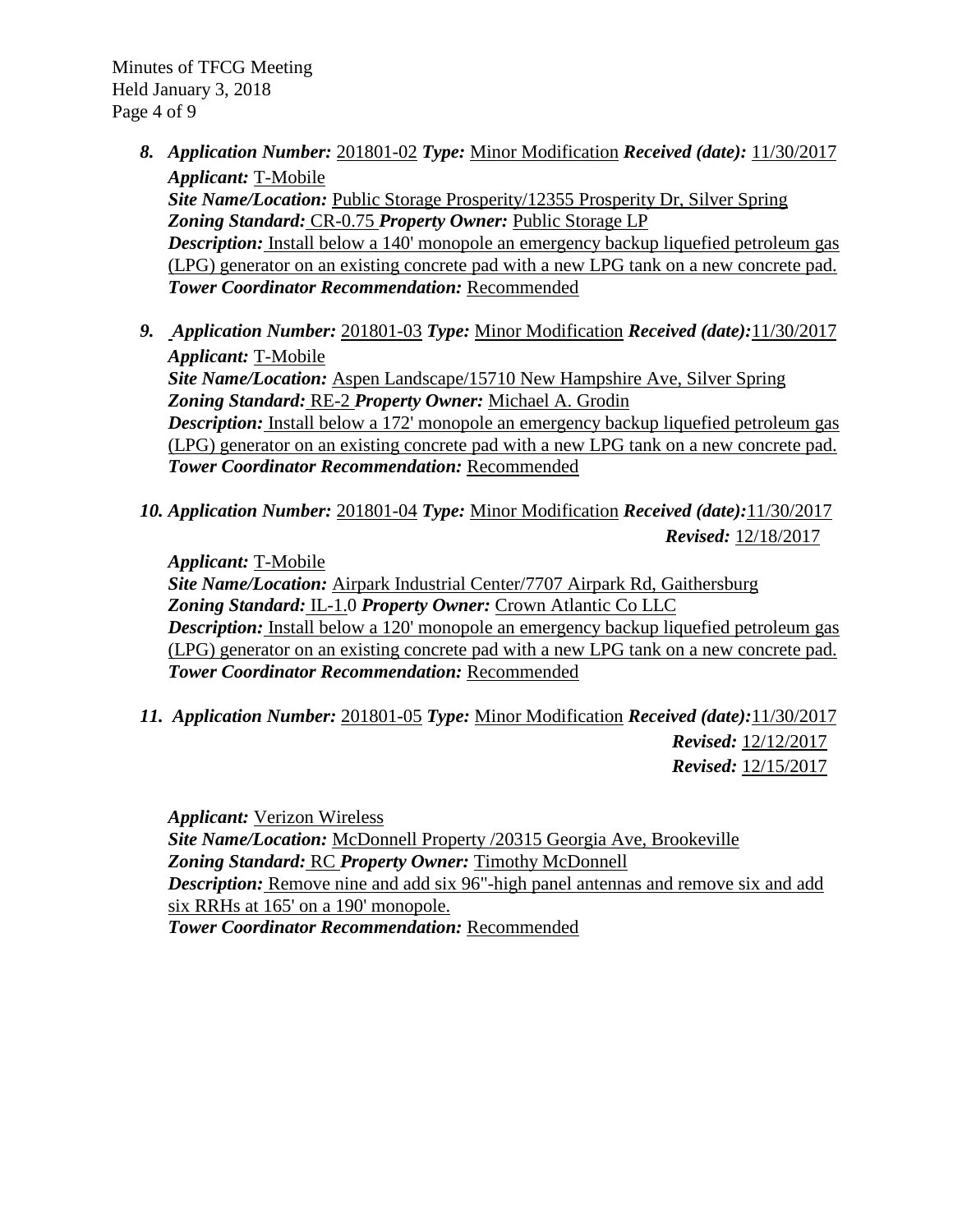8. ***Application Number:*** 201801-02 ***Type:*** Minor Modification ***Received (date):*** 11/30/2017
   ***Applicant:*** T-Mobile
   ***Site Name/Location:*** Public Storage Prosperity/12355 Prosperity Dr, Silver Spring
   ***Zoning Standard:*** CR-0.75 ***Property Owner:*** Public Storage LP
   ***Description:*** Install below a 140' monopole an emergency backup liquefied petroleum gas (LPG) generator on an existing concrete pad with a new LPG tank on a new concrete pad.
   ***Tower Coordinator Recommendation:*** Recommended

9. ***Application Number:*** 201801-03 ***Type:*** Minor Modification ***Received (date):*** 11/30/2017
   ***Applicant:*** T-Mobile
   ***Site Name/Location:*** Aspen Landscape/15710 New Hampshire Ave, Silver Spring
   ***Zoning Standard:*** RE-2 ***Property Owner:*** Michael A. Grodin
   ***Description:*** Install below a 172' monopole an emergency backup liquefied petroleum gas (LPG) generator on an existing concrete pad with a new LPG tank on a new concrete pad.
   ***Tower Coordinator Recommendation:*** Recommended

10. ***Application Number:*** 201801-04 ***Type:*** Minor Modification ***Received (date):*** 11/30/2017
    ***Revised:*** 12/18/2017

    ***Applicant:*** T-Mobile
    ***Site Name/Location:*** Airpark Industrial Center/7707 Airpark Rd, Gaithersburg
    ***Zoning Standard:*** IL-1.0 ***Property Owner:*** Crown Atlantic Co LLC
    ***Description:*** Install below a 120' monopole an emergency backup liquefied petroleum gas (LPG) generator on an existing concrete pad with a new LPG tank on a new concrete pad.
    ***Tower Coordinator Recommendation:*** Recommended

11. ***Application Number:*** 201801-05 ***Type:*** Minor Modification ***Received (date):*** 11/30/2017
    ***Revised:*** 12/12/2017
    ***Revised:*** 12/15/2017

    ***Applicant:*** Verizon Wireless
    ***Site Name/Location:*** McDonnell Property /20315 Georgia Ave, Brookeville
    ***Zoning Standard:*** RC ***Property Owner:*** Timothy McDonnell
    ***Description:*** Remove nine and add six 96"-high panel antennas and remove six and add six RRHs at 165' on a 190' monopole.
    ***Tower Coordinator Recommendation:*** Recommended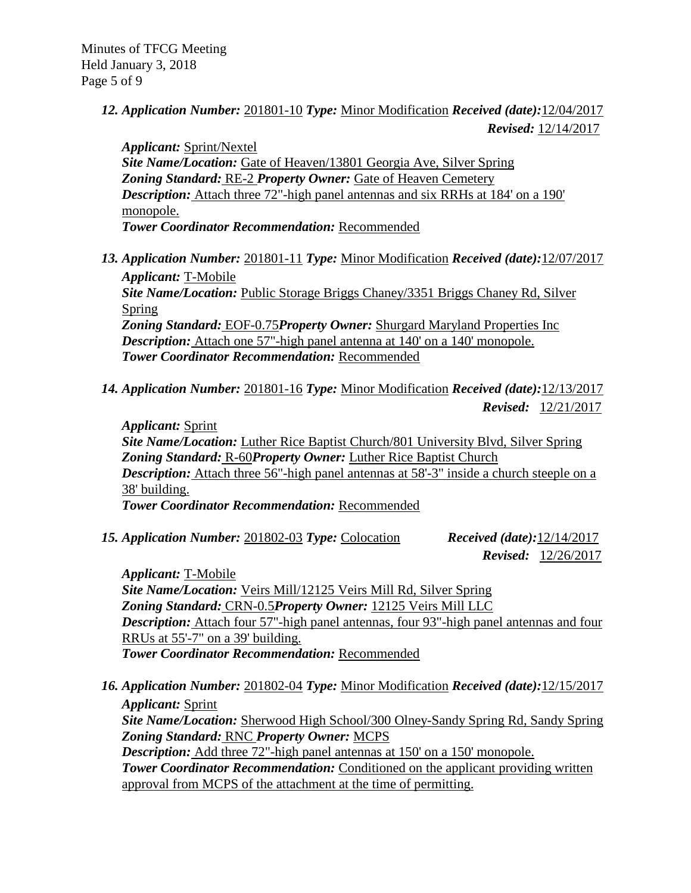***12. Application Number:*** 201801-10 ***Type:*** Minor Modification ***Received (date):*** 12/04/2017
***Revised:*** 12/14/2017

***Applicant:*** Sprint/Nextel
***Site Name/Location:*** Gate of Heaven/13801 Georgia Ave, Silver Spring
***Zoning Standard:*** RE-2 ***Property Owner:*** Gate of Heaven Cemetery
***Description:*** Attach three 72"-high panel antennas and six RRHs at 184' on a 190' monopole.
***Tower Coordinator Recommendation:*** Recommended

***13. Application Number:*** 201801-11 ***Type:*** Minor Modification ***Received (date):*** 12/07/2017
***Applicant:*** T-Mobile
***Site Name/Location:*** Public Storage Briggs Chaney/3351 Briggs Chaney Rd, Silver Spring
***Zoning Standard:*** EOF-0.75 ***Property Owner:*** Shurgard Maryland Properties Inc
***Description:*** Attach one 57"-high panel antenna at 140' on a 140' monopole.
***Tower Coordinator Recommendation:*** Recommended

***14. Application Number:*** 201801-16 ***Type:*** Minor Modification ***Received (date):*** 12/13/2017
***Revised:*** 12/21/2017

***Applicant:*** Sprint
***Site Name/Location:*** Luther Rice Baptist Church/801 University Blvd, Silver Spring
***Zoning Standard:*** R-60 ***Property Owner:*** Luther Rice Baptist Church
***Description:*** Attach three 56"-high panel antennas at 58'-3" inside a church steeple on a 38' building.
***Tower Coordinator Recommendation:*** Recommended

***15. Application Number:*** 201802-03 ***Type:*** Colocation ***Received (date):*** 12/14/2017
***Revised:*** 12/26/2017

***Applicant:*** T-Mobile
***Site Name/Location:*** Veirs Mill/12125 Veirs Mill Rd, Silver Spring
***Zoning Standard:*** CRN-0.5 ***Property Owner:*** 12125 Veirs Mill LLC
***Description:*** Attach four 57"-high panel antennas, four 93"-high panel antennas and four RRUs at 55'-7" on a 39' building.
***Tower Coordinator Recommendation:*** Recommended

***16. Application Number:*** 201802-04 ***Type:*** Minor Modification ***Received (date):*** 12/15/2017
***Applicant:*** Sprint
***Site Name/Location:*** Sherwood High School/300 Olney-Sandy Spring Rd, Sandy Spring
***Zoning Standard:*** RNC ***Property Owner:*** MCPS
***Description:*** Add three 72"-high panel antennas at 150' on a 150' monopole.
***Tower Coordinator Recommendation:*** Conditioned on the applicant providing written approval from MCPS of the attachment at the time of permitting.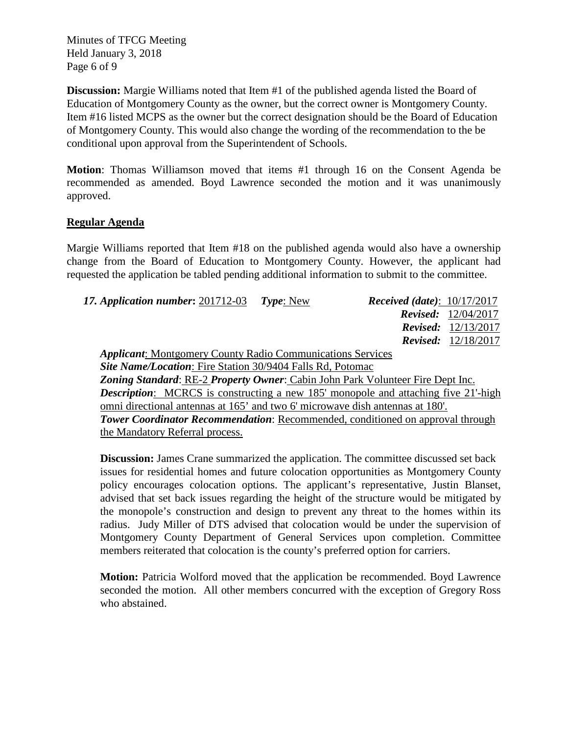**Discussion:** Margie Williams noted that Item #1 of the published agenda listed the Board of Education of Montgomery County as the owner, but the correct owner is Montgomery County. Item #16 listed MCPS as the owner but the correct designation should be the Board of Education of Montgomery County. This would also change the wording of the recommendation to the be conditional upon approval from the Superintendent of Schools.

**Motion**: Thomas Williamson moved that items #1 through 16 on the Consent Agenda be recommended as amended. Boyd Lawrence seconded the motion and it was unanimously approved.

## Regular Agenda

Margie Williams reported that Item #18 on the published agenda would also have a ownership change from the Board of Education to Montgomery County. However, the applicant had requested the application be tabled pending additional information to submit to the committee.

***17. Application number*:** 201712-03 ***Type***: New ***Received (date)***: 10/17/2017
***Revised:*** 12/04/2017
***Revised:*** 12/13/2017
***Revised:*** 12/18/2017

***Applicant***: Montgomery County Radio Communications Services
***Site Name/Location***: Fire Station 30/9404 Falls Rd, Potomac
***Zoning Standard***: RE-2 ***Property Owner***: Cabin John Park Volunteer Fire Dept Inc.
***Description***: MCRCS is constructing a new 185' monopole and attaching five 21'-high omni directional antennas at 165' and two 6' microwave dish antennas at 180'.
***Tower Coordinator Recommendation***: Recommended, conditioned on approval through the Mandatory Referral process.

**Discussion:** James Crane summarized the application. The committee discussed set back issues for residential homes and future colocation opportunities as Montgomery County policy encourages colocation options. The applicant's representative, Justin Blanset, advised that set back issues regarding the height of the structure would be mitigated by the monopole's construction and design to prevent any threat to the homes within its radius. Judy Miller of DTS advised that colocation would be under the supervision of Montgomery County Department of General Services upon completion. Committee members reiterated that colocation is the county's preferred option for carriers.

**Motion:** Patricia Wolford moved that the application be recommended. Boyd Lawrence seconded the motion. All other members concurred with the exception of Gregory Ross who abstained.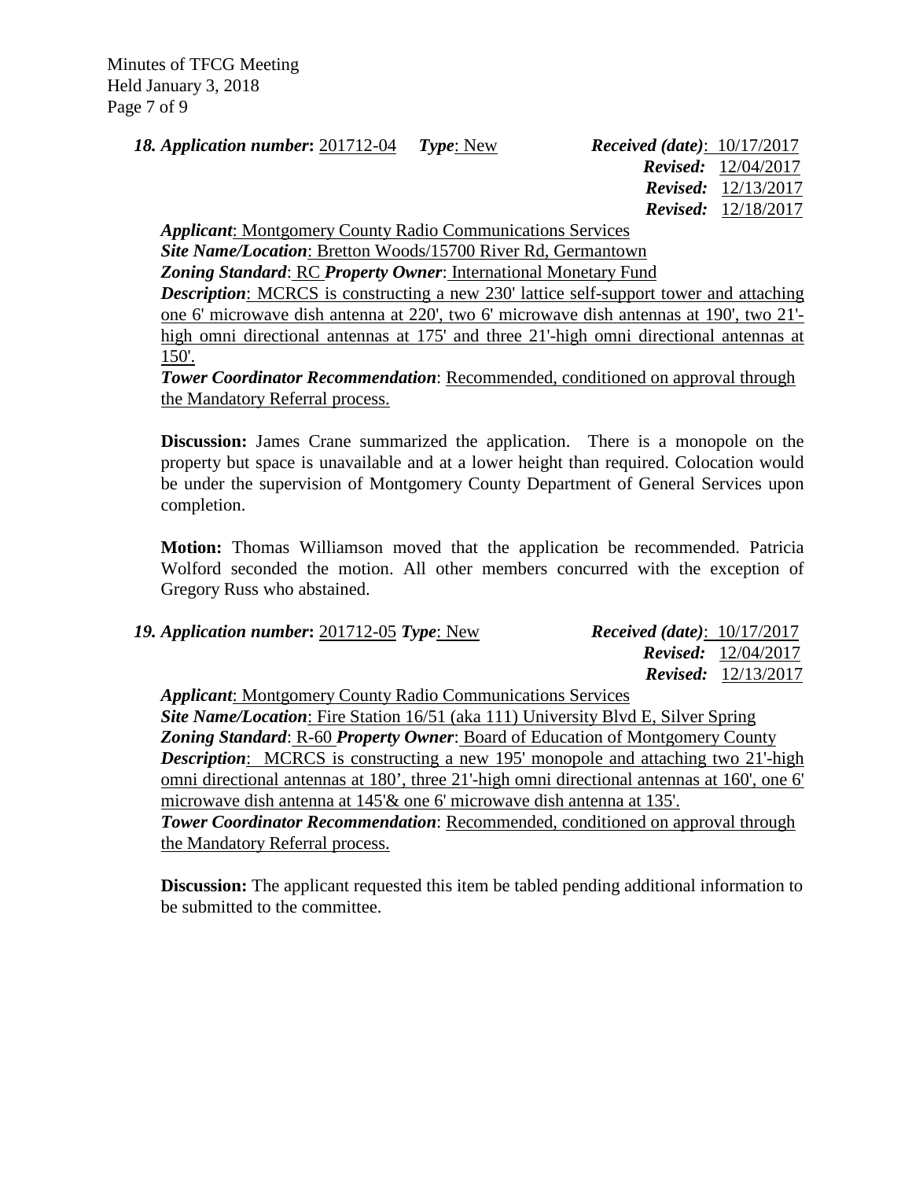***18. Application number*****:** 201712-04 ***Type***: New ***Received (date)***: 10/17/2017
***Revised:*** 12/04/2017
***Revised:*** 12/13/2017
***Revised:*** 12/18/2017

***Applicant***: Montgomery County Radio Communications Services
***Site Name/Location***: Bretton Woods/15700 River Rd, Germantown
***Zoning Standard***: RC ***Property Owner***: International Monetary Fund
***Description***: MCRCS is constructing a new 230' lattice self-support tower and attaching one 6' microwave dish antenna at 220', two 6' microwave dish antennas at 190', two 21'-high omni directional antennas at 175' and three 21'-high omni directional antennas at 150'.
***Tower Coordinator Recommendation***: Recommended, conditioned on approval through the Mandatory Referral process.

**Discussion:** James Crane summarized the application. There is a monopole on the property but space is unavailable and at a lower height than required. Colocation would be under the supervision of Montgomery County Department of General Services upon completion.

**Motion:** Thomas Williamson moved that the application be recommended. Patricia Wolford seconded the motion. All other members concurred with the exception of Gregory Russ who abstained.

***19. Application number*****:** 201712-05 ***Type***: New ***Received (date)***: 10/17/2017
***Revised:*** 12/04/2017
***Revised:*** 12/13/2017

***Applicant***: Montgomery County Radio Communications Services
***Site Name/Location***: Fire Station 16/51 (aka 111) University Blvd E, Silver Spring
***Zoning Standard***: R-60 ***Property Owner***: Board of Education of Montgomery County
***Description***: MCRCS is constructing a new 195' monopole and attaching two 21'-high omni directional antennas at 180', three 21'-high omni directional antennas at 160', one 6' microwave dish antenna at 145'& one 6' microwave dish antenna at 135'.
***Tower Coordinator Recommendation***: Recommended, conditioned on approval through the Mandatory Referral process.

**Discussion:** The applicant requested this item be tabled pending additional information to be submitted to the committee.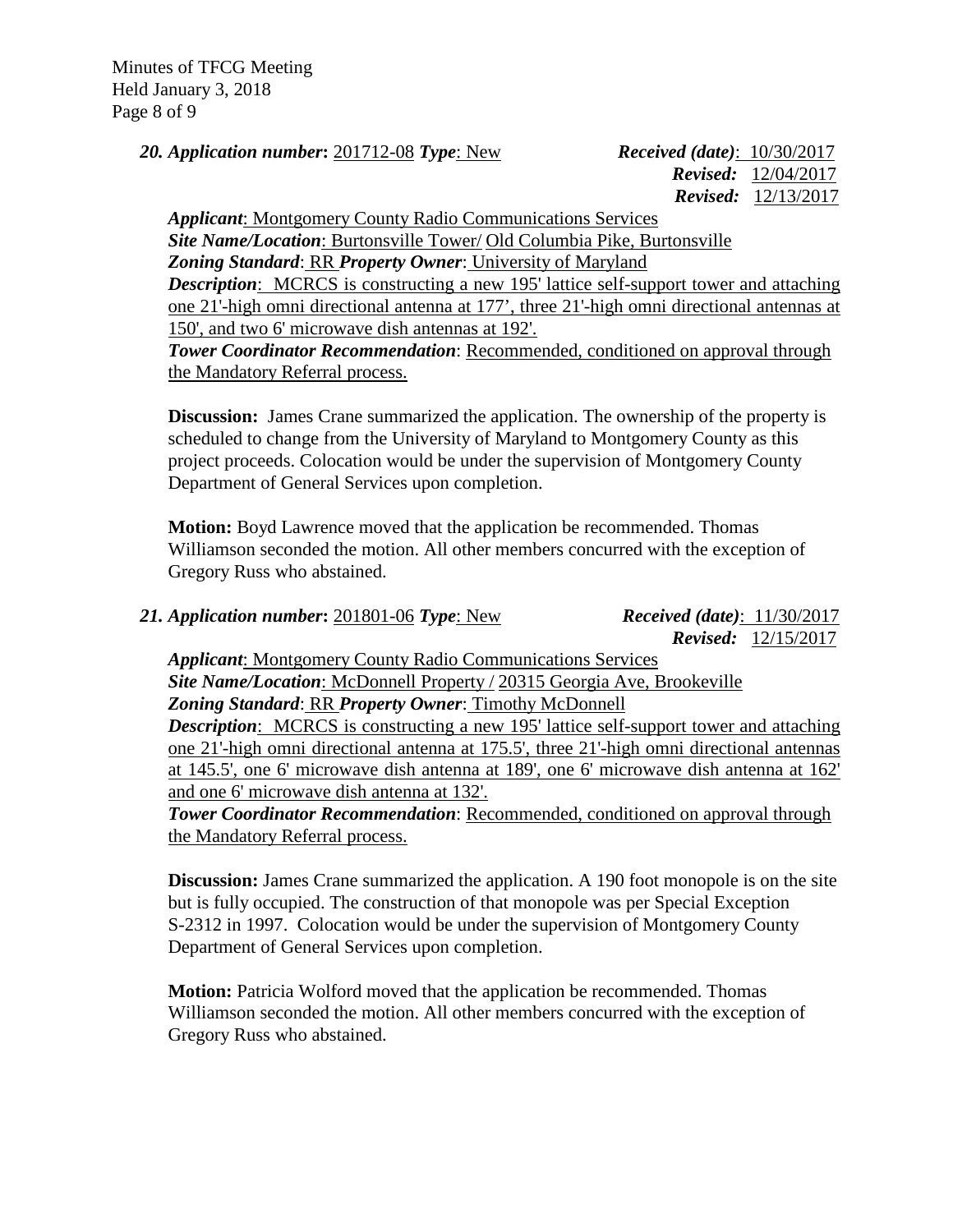***20. Application number*:** 201712-08 ***Type***: New ***Received (date)***: 10/30/2017
***Revised:*** 12/04/2017
***Revised:*** 12/13/2017

***Applicant***: Montgomery County Radio Communications Services
***Site Name/Location***: Burtonsville Tower/ Old Columbia Pike, Burtonsville
***Zoning Standard***: RR ***Property Owner***: University of Maryland
***Description***: MCRCS is constructing a new 195' lattice self-support tower and attaching one 21'-high omni directional antenna at 177', three 21'-high omni directional antennas at 150', and two 6' microwave dish antennas at 192'.
***Tower Coordinator Recommendation***: Recommended, conditioned on approval through the Mandatory Referral process.

**Discussion:** James Crane summarized the application. The ownership of the property is scheduled to change from the University of Maryland to Montgomery County as this project proceeds. Colocation would be under the supervision of Montgomery County Department of General Services upon completion.

**Motion:** Boyd Lawrence moved that the application be recommended. Thomas Williamson seconded the motion. All other members concurred with the exception of Gregory Russ who abstained.

***21. Application number*:** 201801-06 ***Type***: New ***Received (date)***: 11/30/2017
***Revised:*** 12/15/2017

***Applicant***: Montgomery County Radio Communications Services
***Site Name/Location***: McDonnell Property / 20315 Georgia Ave, Brookeville
***Zoning Standard***: RR ***Property Owner***: Timothy McDonnell
***Description***: MCRCS is constructing a new 195' lattice self-support tower and attaching one 21'-high omni directional antenna at 175.5', three 21'-high omni directional antennas at 145.5', one 6' microwave dish antenna at 189', one 6' microwave dish antenna at 162' and one 6' microwave dish antenna at 132'.
***Tower Coordinator Recommendation***: Recommended, conditioned on approval through the Mandatory Referral process.

**Discussion:** James Crane summarized the application. A 190 foot monopole is on the site but is fully occupied. The construction of that monopole was per Special Exception S-2312 in 1997. Colocation would be under the supervision of Montgomery County Department of General Services upon completion.

**Motion:** Patricia Wolford moved that the application be recommended. Thomas Williamson seconded the motion. All other members concurred with the exception of Gregory Russ who abstained.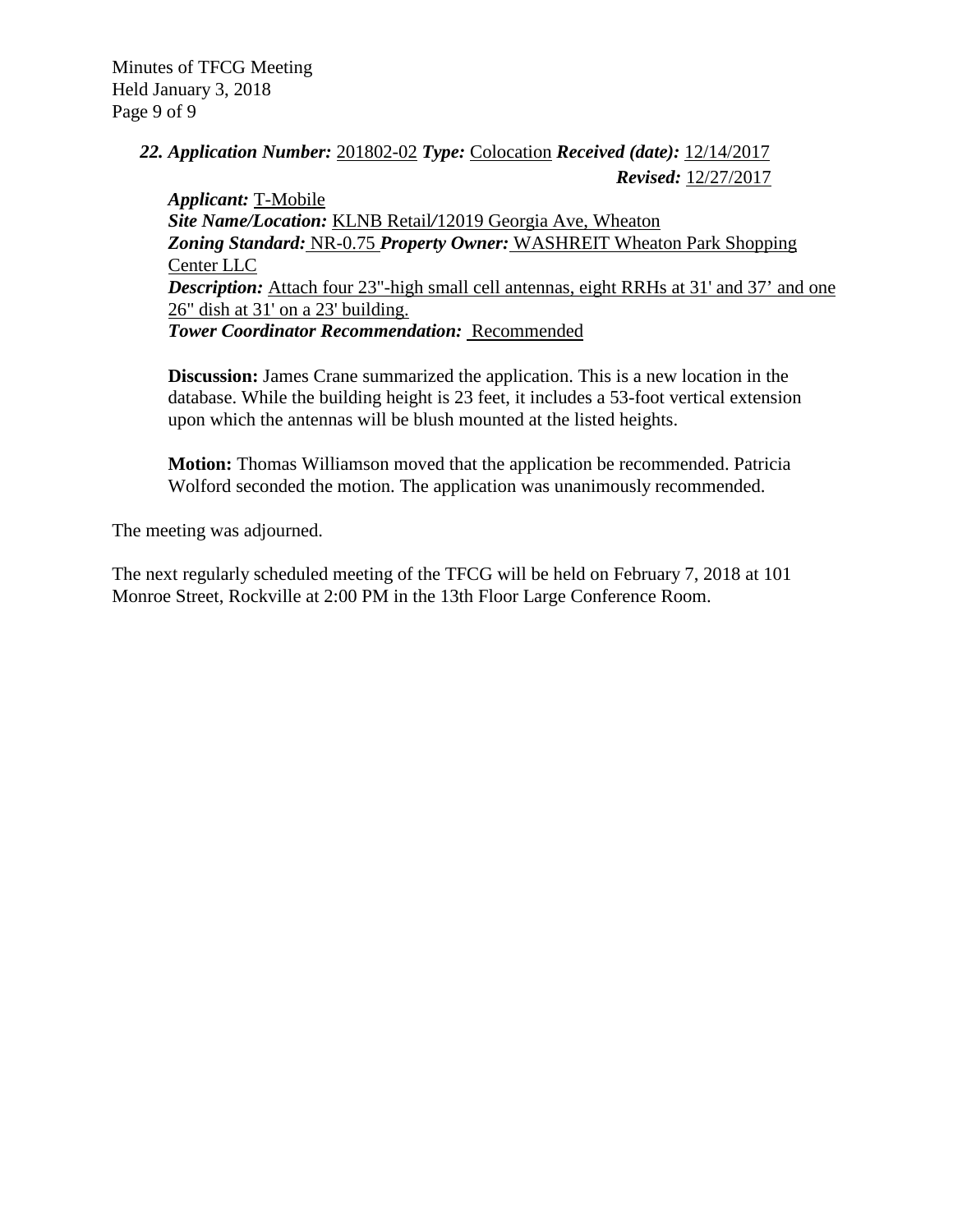***22. Application Number:*** 201802-02 ***Type:*** Colocation ***Received (date):*** 12/14/2017
***Revised:*** 12/27/2017

***Applicant:*** T-Mobile
***Site Name/Location:*** KLNB Retail/12019 Georgia Ave, Wheaton
***Zoning Standard:*** NR-0.75 ***Property Owner:*** WASHREIT Wheaton Park Shopping Center LLC
***Description:*** Attach four 23"-high small cell antennas, eight RRHs at 31' and 37' and one 26" dish at 31' on a 23' building.
***Tower Coordinator Recommendation:*** Recommended

**Discussion:** James Crane summarized the application. This is a new location in the database. While the building height is 23 feet, it includes a 53-foot vertical extension upon which the antennas will be blush mounted at the listed heights.

**Motion:** Thomas Williamson moved that the application be recommended. Patricia Wolford seconded the motion. The application was unanimously recommended.

The meeting was adjourned.

The next regularly scheduled meeting of the TFCG will be held on February 7, 2018 at 101 Monroe Street, Rockville at 2:00 PM in the 13th Floor Large Conference Room.